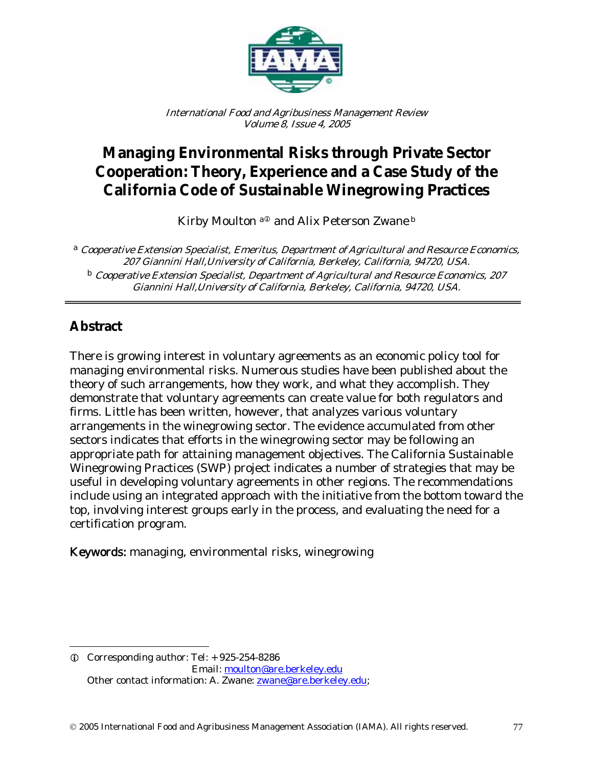# Managing Environmental Risks through Private Sector Cooperation: Theory, Experience and a Case Study of the California Code of Sustainable Winegrowing Practices

Kirby Moulton [a]① and Alix Peterson Zwane [b]

[a] *Cooperative Extension Specialist, Emeritus, Department of Agricultural and Resource Economics, 207 Giannini Hall, University of California, Berkeley, California, 94720, USA.*

[b] *Cooperative Extension Specialist, Department of Agricultural and Resource Economics, 207 Giannini Hall, University of California, Berkeley, California, 94720, USA.*

## Abstract

There is growing interest in voluntary agreements as an economic policy tool for managing environmental risks. Numerous studies have been published about the theory of such arrangements, how they work, and what they accomplish. They demonstrate that voluntary agreements can create value for both regulators and firms. Little has been written, however, that analyzes various voluntary arrangements in the winegrowing sector. The evidence accumulated from other sectors indicates that efforts in the winegrowing sector may be following an appropriate path for attaining management objectives. The California Sustainable Winegrowing Practices (SWP) project indicates a number of strategies that may be useful in developing voluntary agreements in other regions. The recommendations include using an integrated approach with the initiative from the bottom toward the top, involving interest groups early in the process, and evaluating the need for a certification program.

**Keywords:** managing, environmental risks, winegrowing

---

① Corresponding author: Tel: + 925-254-8286
Email: moulton@are.berkeley.edu
Other contact information: A. Zwane: zwane@are.berkeley.edu;

© 2005 International Food and Agribusiness Management Association (IAMA). All rights reserved.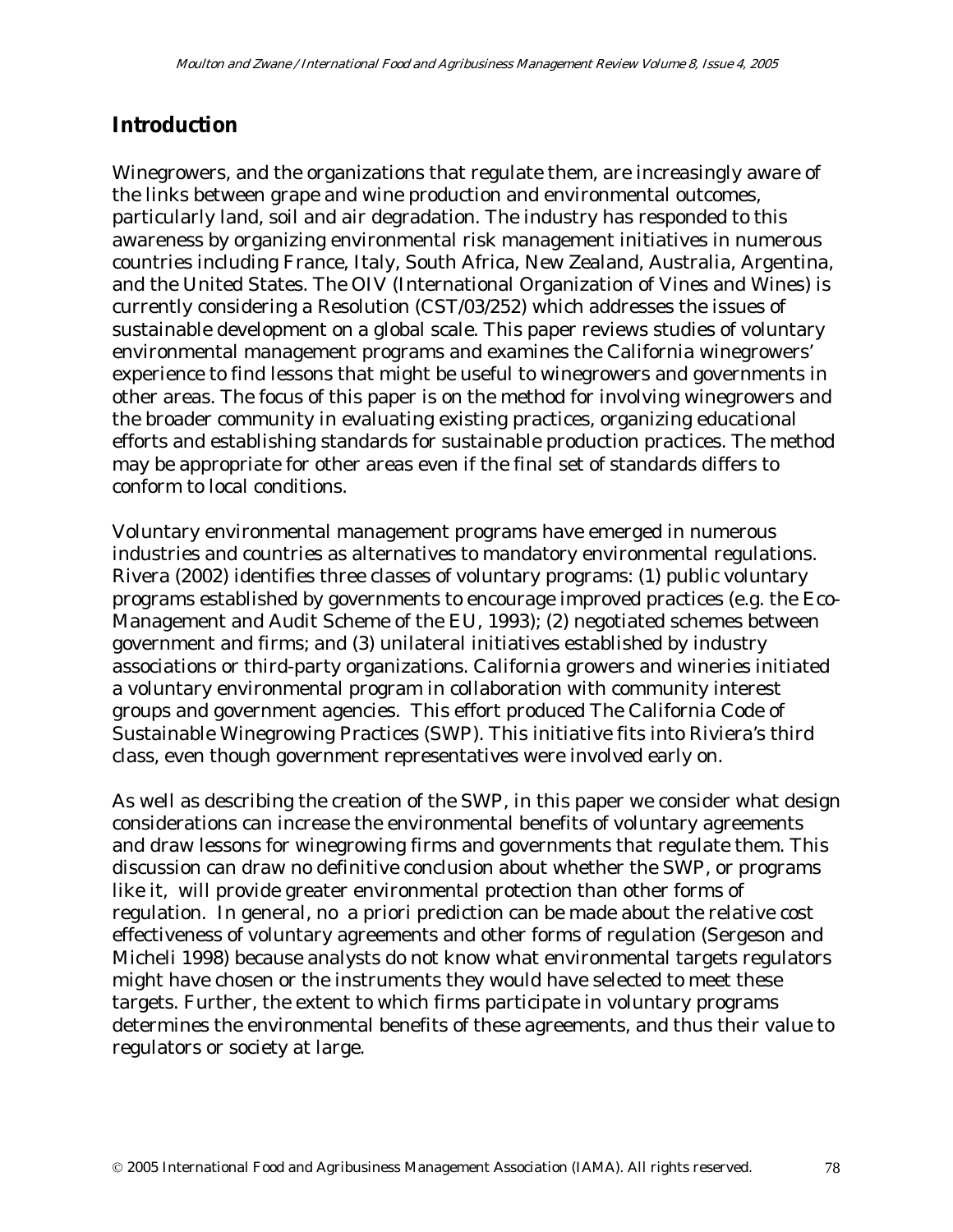## Introduction

Winegrowers, and the organizations that regulate them, are increasingly aware of the links between grape and wine production and environmental outcomes, particularly land, soil and air degradation. The industry has responded to this awareness by organizing environmental risk management initiatives in numerous countries including France, Italy, South Africa, New Zealand, Australia, Argentina, and the United States. The OIV (International Organization of Vines and Wines) is currently considering a Resolution (CST/03/252) which addresses the issues of sustainable development on a global scale. This paper reviews studies of voluntary environmental management programs and examines the California winegrowers' experience to find lessons that might be useful to winegrowers and governments in other areas. The focus of this paper is on the method for involving winegrowers and the broader community in evaluating existing practices, organizing educational efforts and establishing standards for sustainable production practices. The method may be appropriate for other areas even if the final set of standards differs to conform to local conditions.

Voluntary environmental management programs have emerged in numerous industries and countries as alternatives to mandatory environmental regulations. Rivera (2002) identifies three classes of voluntary programs: (1) public voluntary programs established by governments to encourage improved practices (e.g. the Eco-Management and Audit Scheme of the EU, 1993); (2) negotiated schemes between government and firms; and (3) unilateral initiatives established by industry associations or third-party organizations. California growers and wineries initiated a voluntary environmental program in collaboration with community interest groups and government agencies. This effort produced The California Code of Sustainable Winegrowing Practices (SWP). This initiative fits into Riviera's third class, even though government representatives were involved early on.

As well as describing the creation of the SWP, in this paper we consider what design considerations can increase the environmental benefits of voluntary agreements and draw lessons for winegrowing firms and governments that regulate them. This discussion can draw no definitive conclusion about whether the SWP, or programs like it, will provide greater environmental protection than other forms of regulation. In general, no *a priori* prediction can be made about the relative cost effectiveness of voluntary agreements and other forms of regulation (Sergeson and Micheli 1998) because analysts do not know what environmental targets regulators might have chosen or the instruments they would have selected to meet these targets. Further, the extent to which firms participate in voluntary programs determines the environmental benefits of these agreements, and thus their value to regulators or society at large.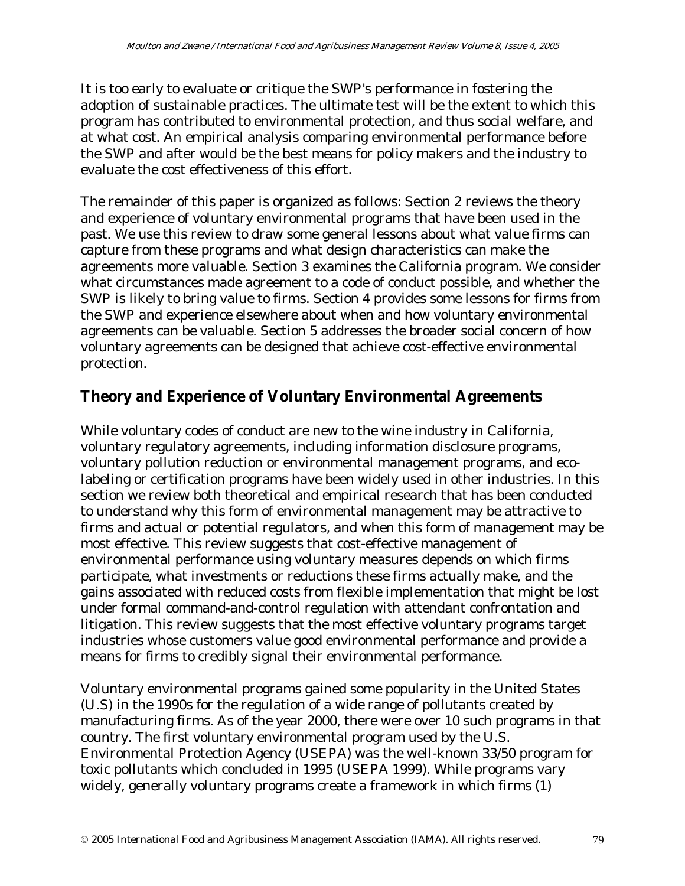It is too early to evaluate or critique the SWP's performance in fostering the adoption of sustainable practices. The ultimate test will be the extent to which this program has contributed to environmental protection, and thus social welfare, and at what cost. An empirical analysis comparing environmental performance before the SWP and after would be the best means for policy makers and the industry to evaluate the cost effectiveness of this effort.

The remainder of this paper is organized as follows: Section 2 reviews the theory and experience of voluntary environmental programs that have been used in the past. We use this review to draw some general lessons about what value firms can capture from these programs and what design characteristics can make the agreements more valuable. Section 3 examines the California program. We consider what circumstances made agreement to a code of conduct possible, and whether the SWP is likely to bring value to firms. Section 4 provides some lessons for firms from the SWP and experience elsewhere about when and how voluntary environmental agreements can be valuable. Section 5 addresses the broader social concern of how voluntary agreements can be designed that achieve cost-effective environmental protection.

## Theory and Experience of Voluntary Environmental Agreements

While voluntary codes of conduct are new to the wine industry in California, voluntary regulatory agreements, including information disclosure programs, voluntary pollution reduction or environmental management programs, and eco-labeling or certification programs have been widely used in other industries. In this section we review both theoretical and empirical research that has been conducted to understand why this form of environmental management may be attractive to firms and actual or potential regulators, and when this form of management may be most effective. This review suggests that cost-effective management of environmental performance using voluntary measures depends on which firms participate, what investments or reductions these firms actually make, and the gains associated with reduced costs from flexible implementation that might be lost under formal command-and-control regulation with attendant confrontation and litigation. This review suggests that the most effective voluntary programs target industries whose customers value good environmental performance and provide a means for firms to credibly signal their environmental performance.

Voluntary environmental programs gained some popularity in the United States (U.S) in the 1990s for the regulation of a wide range of pollutants created by manufacturing firms. As of the year 2000, there were over 10 such programs in that country. The first voluntary environmental program used by the U.S. Environmental Protection Agency (USEPA) was the well-known 33/50 program for toxic pollutants which concluded in 1995 (USEPA 1999). While programs vary widely, generally voluntary programs create a framework in which firms (1)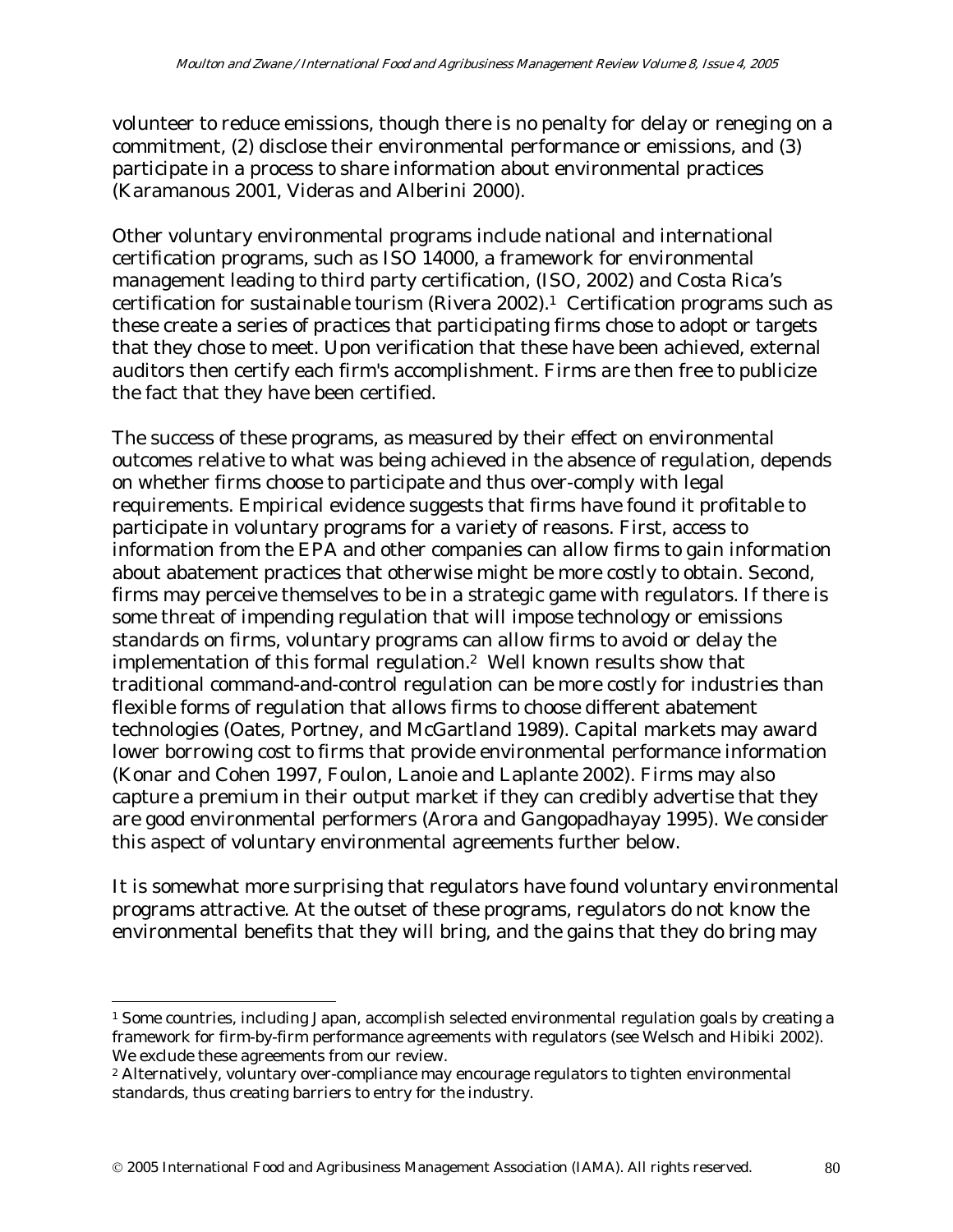volunteer to reduce emissions, though there is no penalty for delay or reneging on a commitment, (2) disclose their environmental performance or emissions, and (3) participate in a process to share information about environmental practices (Karamanous 2001, Videras and Alberini 2000).

Other voluntary environmental programs include national and international certification programs, such as ISO 14000, a framework for environmental management leading to third party certification, (ISO, 2002) and Costa Rica's certification for sustainable tourism (Rivera 2002).[1] Certification programs such as these create a series of practices that participating firms chose to adopt or targets that they chose to meet. Upon verification that these have been achieved, external auditors then certify each firm's accomplishment. Firms are then free to publicize the fact that they have been certified.

The success of these programs, as measured by their effect on environmental outcomes relative to what was being achieved in the absence of regulation, depends on whether firms choose to participate and thus over-comply with legal requirements. Empirical evidence suggests that firms have found it profitable to participate in voluntary programs for a variety of reasons. First, access to information from the EPA and other companies can allow firms to gain information about abatement practices that otherwise might be more costly to obtain. Second, firms may perceive themselves to be in a strategic game with regulators. If there is some threat of impending regulation that will impose technology or emissions standards on firms, voluntary programs can allow firms to avoid or delay the implementation of this formal regulation.[2] Well known results show that traditional command-and-control regulation can be more costly for industries than flexible forms of regulation that allows firms to choose different abatement technologies (Oates, Portney, and McGartland 1989). Capital markets may award lower borrowing cost to firms that provide environmental performance information (Konar and Cohen 1997, Foulon, Lanoie and Laplante 2002). Firms may also capture a premium in their output market if they can credibly advertise that they are good environmental performers (Arora and Gangopadhayay 1995). We consider this aspect of voluntary environmental agreements further below.

It is somewhat more surprising that regulators have found voluntary environmental programs attractive. At the outset of these programs, regulators do not know the environmental benefits that they will bring, and the gains that they do bring may

---

[1] Some countries, including Japan, accomplish selected environmental regulation goals by creating a framework for firm-by-firm performance agreements with regulators (see Welsch and Hibiki 2002). We exclude these agreements from our review.

[2] Alternatively, voluntary over-compliance may encourage regulators to tighten environmental standards, thus creating barriers to entry for the industry.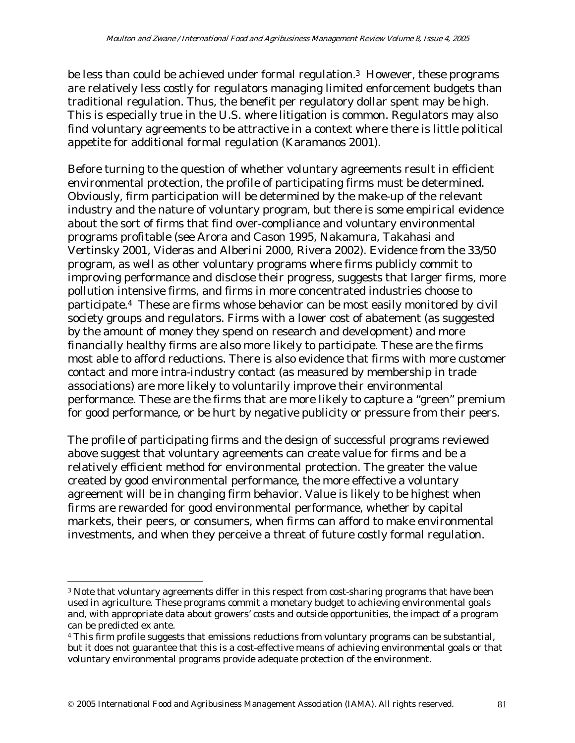be less than could be achieved under formal regulation.[3] However, these programs are relatively less costly for regulators managing limited enforcement budgets than traditional regulation. Thus, the benefit per regulatory dollar spent may be high. This is especially true in the U.S. where litigation is common. Regulators may also find voluntary agreements to be attractive in a context where there is little political appetite for additional formal regulation (Karamanos 2001).

Before turning to the question of whether voluntary agreements result in efficient environmental protection, the profile of participating firms must be determined. Obviously, firm participation will be determined by the make-up of the relevant industry and the nature of voluntary program, but there is some empirical evidence about the sort of firms that find over-compliance and voluntary environmental programs profitable (see Arora and Cason 1995, Nakamura, Takahasi and Vertinsky 2001, Videras and Alberini 2000, Rivera 2002). Evidence from the 33/50 program, as well as other voluntary programs where firms publicly commit to improving performance and disclose their progress, suggests that larger firms, more pollution intensive firms, and firms in more concentrated industries choose to participate.[4] These are firms whose behavior can be most easily monitored by civil society groups and regulators. Firms with a lower cost of abatement (as suggested by the amount of money they spend on research and development) and more financially healthy firms are also more likely to participate. These are the firms most able to afford reductions. There is also evidence that firms with more customer contact and more intra-industry contact (as measured by membership in trade associations) are more likely to voluntarily improve their environmental performance. These are the firms that are more likely to capture a "green" premium for good performance, or be hurt by negative publicity or pressure from their peers.

The profile of participating firms and the design of successful programs reviewed above suggest that voluntary agreements can create value for firms and be a relatively efficient method for environmental protection. The greater the value created by good environmental performance, the more effective a voluntary agreement will be in changing firm behavior. Value is likely to be highest when firms are rewarded for good environmental performance, whether by capital markets, their peers, or consumers, when firms can afford to make environmental investments, and when they perceive a threat of future costly formal regulation.

---

[3] Note that voluntary agreements differ in this respect from cost-sharing programs that have been used in agriculture. These programs commit a monetary budget to achieving environmental goals and, with appropriate data about growers' costs and outside opportunities, the impact of a program can be predicted ex ante.

[4] This firm profile suggests that emissions reductions from voluntary programs can be substantial, but it does not guarantee that this is a cost-effective means of achieving environmental goals or that voluntary environmental programs provide adequate protection of the environment.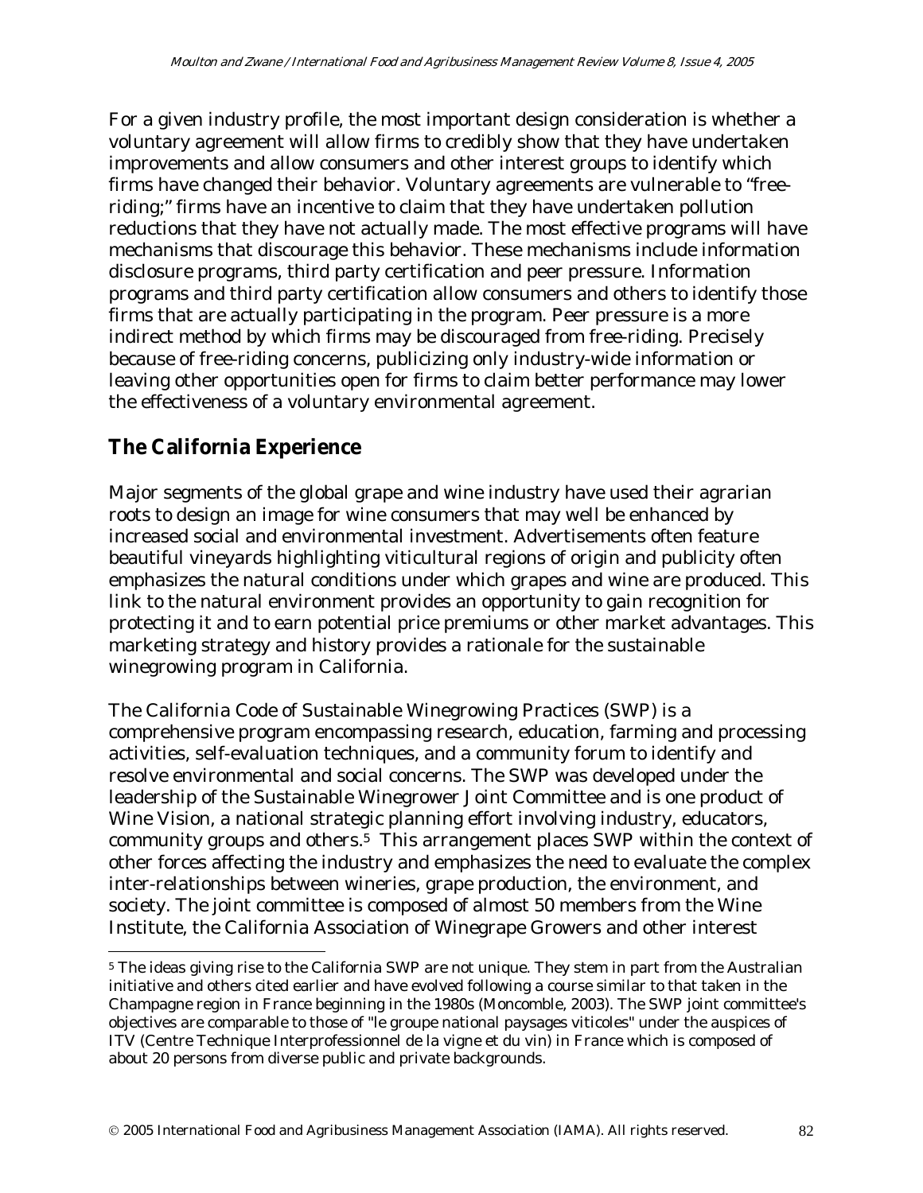For a given industry profile, the most important design consideration is whether a voluntary agreement will allow firms to credibly show that they have undertaken improvements and allow consumers and other interest groups to identify which firms have changed their behavior. Voluntary agreements are vulnerable to "free-riding;" firms have an incentive to claim that they have undertaken pollution reductions that they have not actually made. The most effective programs will have mechanisms that discourage this behavior. These mechanisms include information disclosure programs, third party certification and peer pressure. Information programs and third party certification allow consumers and others to identify those firms that are actually participating in the program. Peer pressure is a more indirect method by which firms may be discouraged from free-riding. Precisely because of free-riding concerns, publicizing only industry-wide information or leaving other opportunities open for firms to claim better performance may lower the effectiveness of a voluntary environmental agreement.

## The California Experience

Major segments of the global grape and wine industry have used their agrarian roots to design an image for wine consumers that may well be enhanced by increased social and environmental investment. Advertisements often feature beautiful vineyards highlighting viticultural regions of origin and publicity often emphasizes the natural conditions under which grapes and wine are produced. This link to the natural environment provides an opportunity to gain recognition for protecting it and to earn potential price premiums or other market advantages. This marketing strategy and history provides a rationale for the sustainable winegrowing program in California.

The California Code of Sustainable Winegrowing Practices (SWP) is a comprehensive program encompassing research, education, farming and processing activities, self-evaluation techniques, and a community forum to identify and resolve environmental and social concerns. The SWP was developed under the leadership of the Sustainable Winegrower Joint Committee and is one product of Wine Vision, a national strategic planning effort involving industry, educators, community groups and others.[5] This arrangement places SWP within the context of other forces affecting the industry and emphasizes the need to evaluate the complex inter-relationships between wineries, grape production, the environment, and society. The joint committee is composed of almost 50 members from the Wine Institute, the California Association of Winegrape Growers and other interest

---

[5] The ideas giving rise to the California SWP are not unique. They stem in part from the Australian initiative and others cited earlier and have evolved following a course similar to that taken in the Champagne region in France beginning in the 1980s (Moncomble, 2003). The SWP joint committee's objectives are comparable to those of "le groupe national paysages viticoles" under the auspices of ITV (Centre Technique Interprofessionnel de la vigne et du vin) in France which is composed of about 20 persons from diverse public and private backgrounds.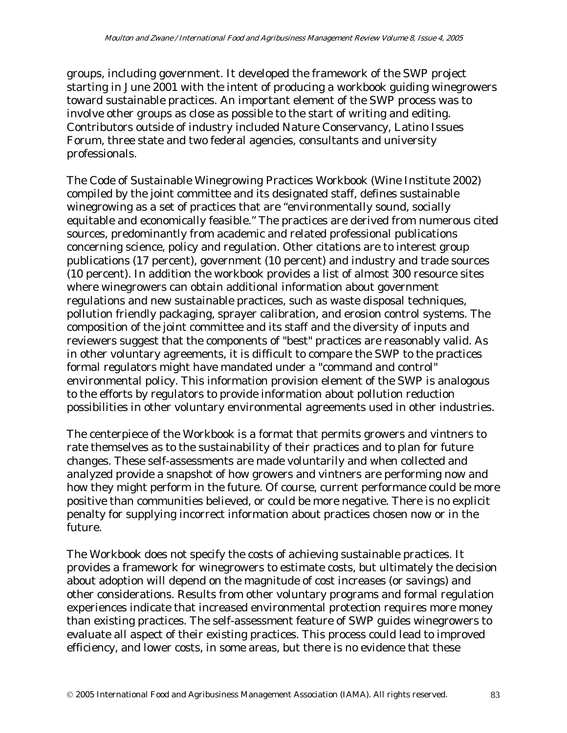groups, including government. It developed the framework of the SWP project starting in June 2001 with the intent of producing a workbook guiding winegrowers toward sustainable practices. An important element of the SWP process was to involve other groups as close as possible to the start of writing and editing. Contributors outside of industry included Nature Conservancy, Latino Issues Forum, three state and two federal agencies, consultants and university professionals.

The Code of Sustainable Winegrowing Practices Workbook (Wine Institute 2002) compiled by the joint committee and its designated staff, defines sustainable winegrowing as a set of practices that are "environmentally sound, socially equitable and economically feasible." The practices are derived from numerous cited sources, predominantly from academic and related professional publications concerning science, policy and regulation. Other citations are to interest group publications (17 percent), government (10 percent) and industry and trade sources (10 percent). In addition the workbook provides a list of almost 300 resource sites where winegrowers can obtain additional information about government regulations and new sustainable practices, such as waste disposal techniques, pollution friendly packaging, sprayer calibration, and erosion control systems. The composition of the joint committee and its staff and the diversity of inputs and reviewers suggest that the components of "best" practices are reasonably valid. As in other voluntary agreements, it is difficult to compare the SWP to the practices formal regulators might have mandated under a "command and control" environmental policy. This information provision element of the SWP is analogous to the efforts by regulators to provide information about pollution reduction possibilities in other voluntary environmental agreements used in other industries.

The centerpiece of the Workbook is a format that permits growers and vintners to rate themselves as to the sustainability of their practices and to plan for future changes. These self-assessments are made voluntarily and when collected and analyzed provide a snapshot of how growers and vintners are performing now and how they might perform in the future. Of course, current performance could be more positive than communities believed, or could be more negative. There is no explicit penalty for supplying incorrect information about practices chosen now or in the future.

The Workbook does not specify the costs of achieving sustainable practices. It provides a framework for winegrowers to estimate costs, but ultimately the decision about adoption will depend on the magnitude of cost increases (or savings) and other considerations. Results from other voluntary programs and formal regulation experiences indicate that increased environmental protection requires more money than existing practices. The self-assessment feature of SWP guides winegrowers to evaluate all aspect of their existing practices. This process could lead to improved efficiency, and lower costs, in some areas, but there is no evidence that these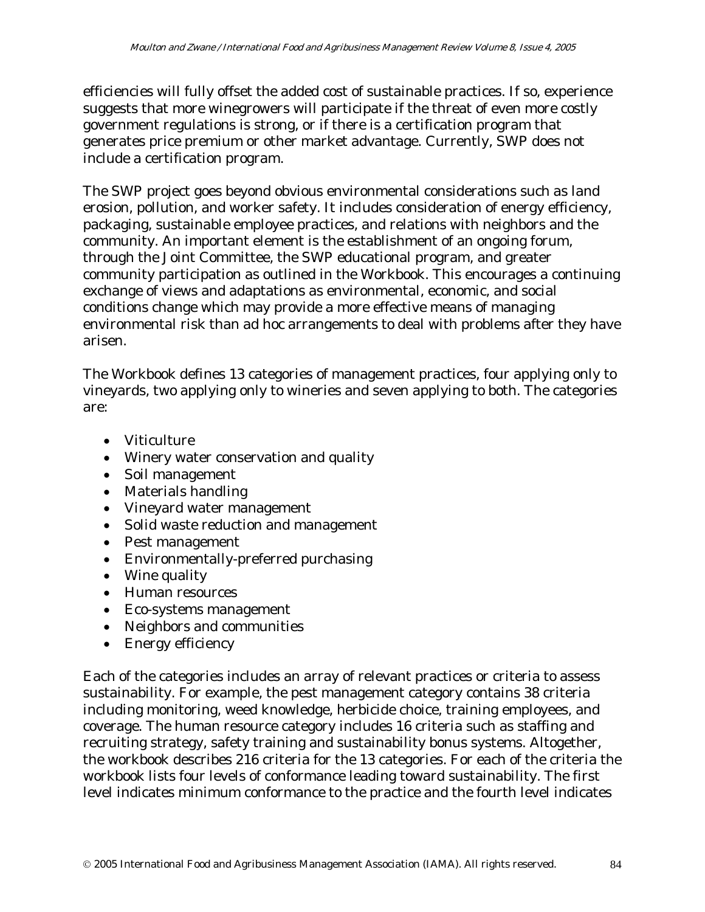efficiencies will fully offset the added cost of sustainable practices. If so, experience suggests that more winegrowers will participate if the threat of even more costly government regulations is strong, or if there is a certification program that generates price premium or other market advantage. Currently, SWP does not include a certification program.

The SWP project goes beyond obvious environmental considerations such as land erosion, pollution, and worker safety. It includes consideration of energy efficiency, packaging, sustainable employee practices, and relations with neighbors and the community. An important element is the establishment of an ongoing forum, through the Joint Committee, the SWP educational program, and greater community participation as outlined in the Workbook. This encourages a continuing exchange of views and adaptations as environmental, economic, and social conditions change which may provide a more effective means of managing environmental risk than ad hoc arrangements to deal with problems after they have arisen.

The Workbook defines 13 categories of management practices, four applying only to vineyards, two applying only to wineries and seven applying to both. The categories are:

- Viticulture
- Winery water conservation and quality
- Soil management
- Materials handling
- Vineyard water management
- Solid waste reduction and management
- Pest management
- Environmentally-preferred purchasing
- Wine quality
- Human resources
- Eco-systems management
- Neighbors and communities
- Energy efficiency

Each of the categories includes an array of relevant practices or criteria to assess sustainability. For example, the pest management category contains 38 criteria including monitoring, weed knowledge, herbicide choice, training employees, and coverage. The human resource category includes 16 criteria such as staffing and recruiting strategy, safety training and sustainability bonus systems. Altogether, the workbook describes 216 criteria for the 13 categories. For each of the criteria the workbook lists four levels of conformance leading toward sustainability. The first level indicates minimum conformance to the practice and the fourth level indicates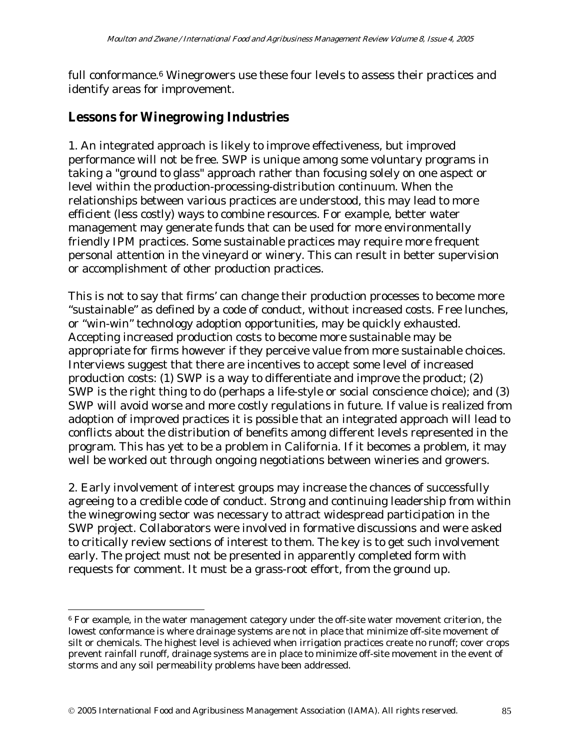full conformance.[6] Winegrowers use these four levels to assess their practices and identify areas for improvement.

## Lessons for Winegrowing Industries

1. An integrated approach is likely to improve effectiveness, but improved performance will not be free. SWP is unique among some voluntary programs in taking a "ground to glass" approach rather than focusing solely on one aspect or level within the production-processing-distribution continuum. When the relationships between various practices are understood, this may lead to more efficient (less costly) ways to combine resources. For example, better water management may generate funds that can be used for more environmentally friendly IPM practices. Some sustainable practices may require more frequent personal attention in the vineyard or winery. This can result in better supervision or accomplishment of other production practices.

This is not to say that firms' can change their production processes to become more "sustainable" as defined by a code of conduct, without increased costs. Free lunches, or "win-win" technology adoption opportunities, may be quickly exhausted. Accepting increased production costs to become more sustainable may be appropriate for firms however if they perceive value from more sustainable choices. Interviews suggest that there are incentives to accept some level of increased production costs: (1) SWP is a way to differentiate and improve the product; (2) SWP is the right thing to do (perhaps a life-style or social conscience choice); and (3) SWP will avoid worse and more costly regulations in future. If value is realized from adoption of improved practices it is possible that an integrated approach will lead to conflicts about the distribution of benefits among different levels represented in the program. This has yet to be a problem in California. If it becomes a problem, it may well be worked out through ongoing negotiations between wineries and growers.

2. Early involvement of interest groups may increase the chances of successfully agreeing to a credible code of conduct. Strong and continuing leadership from within the winegrowing sector was necessary to attract widespread participation in the SWP project. Collaborators were involved in formative discussions and were asked to critically review sections of interest to them. The key is to get such involvement early. The project must not be presented in apparently completed form with requests for comment. It must be a grass-root effort, from the ground up.

---

[6] For example, in the water management category under the off-site water movement criterion, the lowest conformance is where drainage systems are not in place that minimize off-site movement of silt or chemicals. The highest level is achieved when irrigation practices create no runoff; cover crops prevent rainfall runoff, drainage systems are in place to minimize off-site movement in the event of storms and any soil permeability problems have been addressed.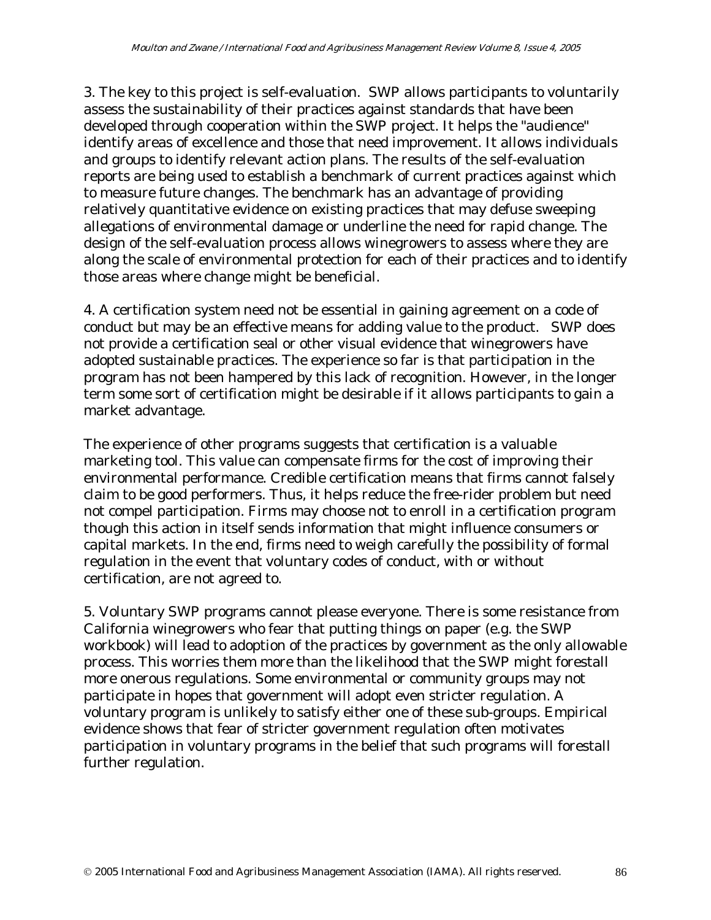3. The key to this project is self-evaluation. SWP allows participants to voluntarily assess the sustainability of their practices against standards that have been developed through cooperation within the SWP project. It helps the "audience" identify areas of excellence and those that need improvement. It allows individuals and groups to identify relevant action plans. The results of the self-evaluation reports are being used to establish a benchmark of current practices against which to measure future changes. The benchmark has an advantage of providing relatively quantitative evidence on existing practices that may defuse sweeping allegations of environmental damage or underline the need for rapid change. The design of the self-evaluation process allows winegrowers to assess where they are along the scale of environmental protection for each of their practices and to identify those areas where change might be beneficial.

4. A certification system need not be essential in gaining agreement on a code of conduct but may be an effective means for adding value to the product. SWP does not provide a certification seal or other visual evidence that winegrowers have adopted sustainable practices. The experience so far is that participation in the program has not been hampered by this lack of recognition. However, in the longer term some sort of certification might be desirable if it allows participants to gain a market advantage.

The experience of other programs suggests that certification is a valuable marketing tool. This value can compensate firms for the cost of improving their environmental performance. Credible certification means that firms cannot falsely claim to be good performers. Thus, it helps reduce the free-rider problem but need not compel participation. Firms may choose not to enroll in a certification program though this action in itself sends information that might influence consumers or capital markets. In the end, firms need to weigh carefully the possibility of formal regulation in the event that voluntary codes of conduct, with or without certification, are not agreed to.

5. Voluntary SWP programs cannot please everyone. There is some resistance from California winegrowers who fear that putting things on paper (e.g. the SWP workbook) will lead to adoption of the practices by government as the only allowable process. This worries them more than the likelihood that the SWP might forestall more onerous regulations. Some environmental or community groups may not participate in hopes that government will adopt even stricter regulation. A voluntary program is unlikely to satisfy either one of these sub-groups. Empirical evidence shows that fear of stricter government regulation often motivates participation in voluntary programs in the belief that such programs will forestall further regulation.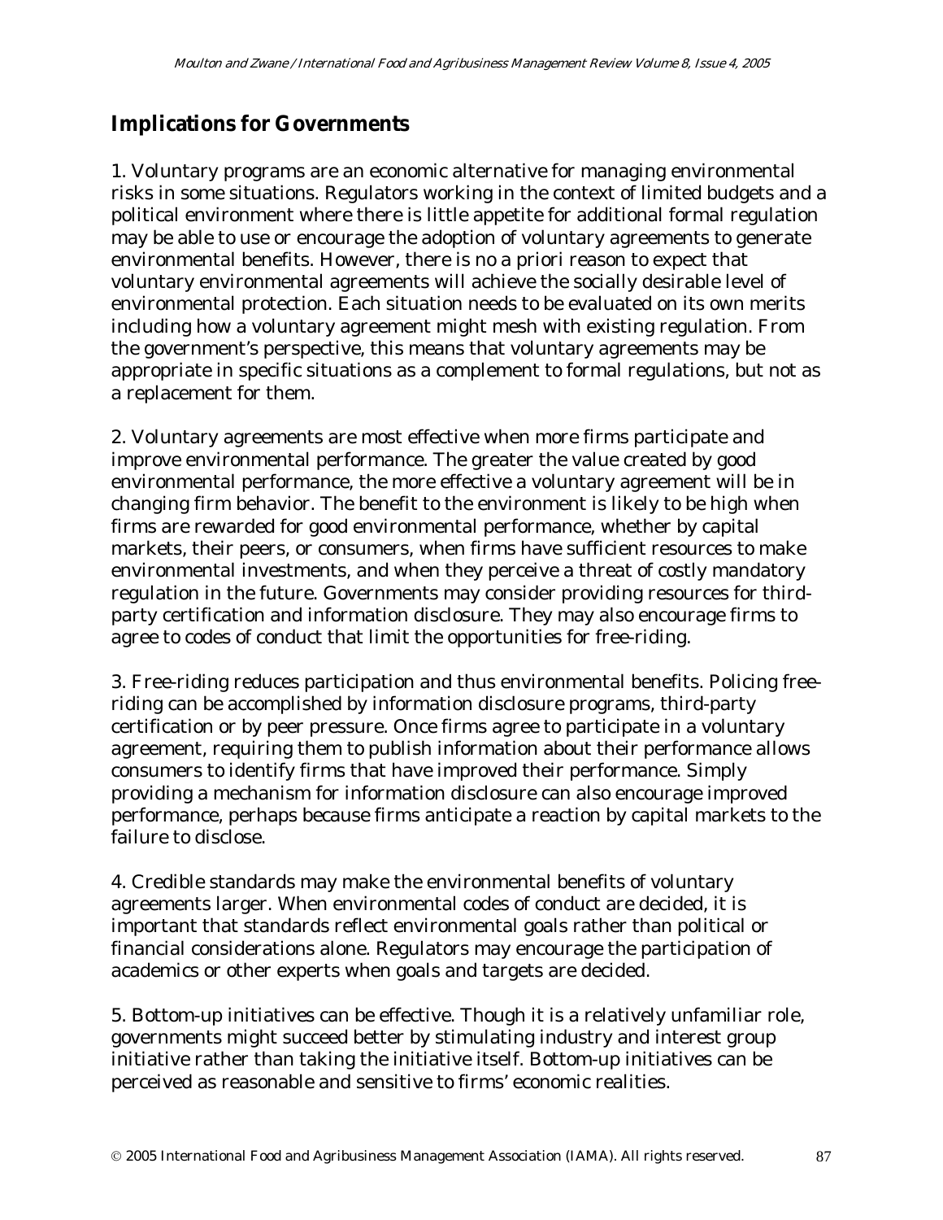## Implications for Governments

1. Voluntary programs are an economic alternative for managing environmental risks in some situations. Regulators working in the context of limited budgets and a political environment where there is little appetite for additional formal regulation may be able to use or encourage the adoption of voluntary agreements to generate environmental benefits. However, there is no a priori reason to expect that voluntary environmental agreements will achieve the socially desirable level of environmental protection. Each situation needs to be evaluated on its own merits including how a voluntary agreement might mesh with existing regulation. From the government's perspective, this means that voluntary agreements may be appropriate in specific situations as a complement to formal regulations, but not as a replacement for them.

2. Voluntary agreements are most effective when more firms participate and improve environmental performance. The greater the value created by good environmental performance, the more effective a voluntary agreement will be in changing firm behavior. The benefit to the environment is likely to be high when firms are rewarded for good environmental performance, whether by capital markets, their peers, or consumers, when firms have sufficient resources to make environmental investments, and when they perceive a threat of costly mandatory regulation in the future. Governments may consider providing resources for third-party certification and information disclosure. They may also encourage firms to agree to codes of conduct that limit the opportunities for free-riding.

3. Free-riding reduces participation and thus environmental benefits. Policing free-riding can be accomplished by information disclosure programs, third-party certification or by peer pressure. Once firms agree to participate in a voluntary agreement, requiring them to publish information about their performance allows consumers to identify firms that have improved their performance. Simply providing a mechanism for information disclosure can also encourage improved performance, perhaps because firms anticipate a reaction by capital markets to the failure to disclose.

4. Credible standards may make the environmental benefits of voluntary agreements larger. When environmental codes of conduct are decided, it is important that standards reflect environmental goals rather than political or financial considerations alone. Regulators may encourage the participation of academics or other experts when goals and targets are decided.

5. Bottom-up initiatives can be effective. Though it is a relatively unfamiliar role, governments might succeed better by stimulating industry and interest group initiative rather than taking the initiative itself. Bottom-up initiatives can be perceived as reasonable and sensitive to firms' economic realities.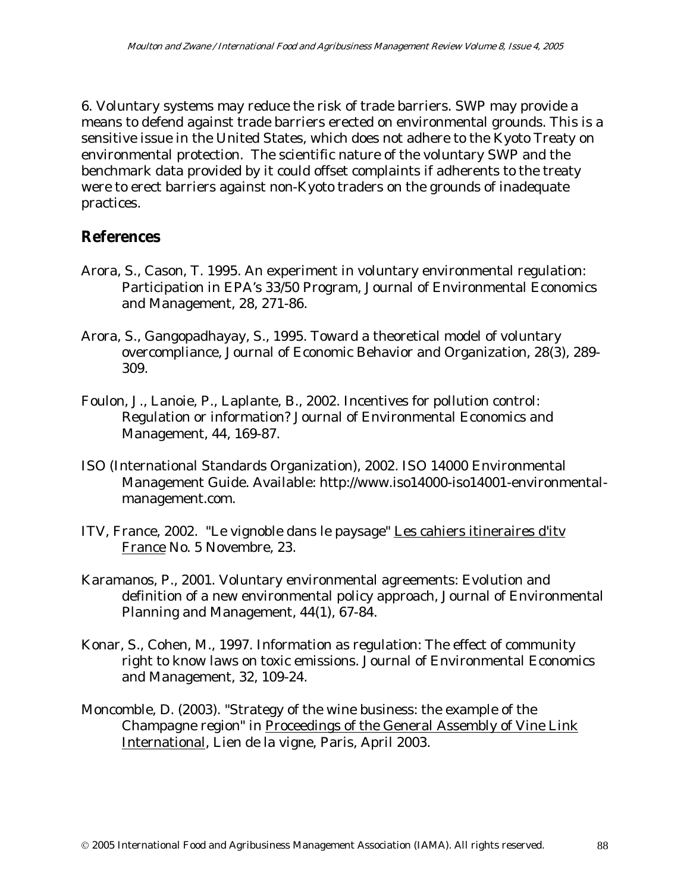6. Voluntary systems may reduce the risk of trade barriers. SWP may provide a means to defend against trade barriers erected on environmental grounds. This is a sensitive issue in the United States, which does not adhere to the Kyoto Treaty on environmental protection. The scientific nature of the voluntary SWP and the benchmark data provided by it could offset complaints if adherents to the treaty were to erect barriers against non-Kyoto traders on the grounds of inadequate practices.

## References

Arora, S., Cason, T. 1995. An experiment in voluntary environmental regulation: Participation in EPA's 33/50 Program, Journal of Environmental Economics and Management, 28, 271-86.

Arora, S., Gangopadhayay, S., 1995. Toward a theoretical model of voluntary overcompliance, Journal of Economic Behavior and Organization, 28(3), 289-309.

Foulon, J., Lanoie, P., Laplante, B., 2002. Incentives for pollution control: Regulation or information? Journal of Environmental Economics and Management, 44, 169-87.

ISO (International Standards Organization), 2002. ISO 14000 Environmental Management Guide. Available: http://www.iso14000-iso14001-environmental-management.com.

ITV, France, 2002. "Le vignoble dans le paysage" Les cahiers itineraires d'itv France No. 5 Novembre, 23.

Karamanos, P., 2001. Voluntary environmental agreements: Evolution and definition of a new environmental policy approach, Journal of Environmental Planning and Management, 44(1), 67-84.

Konar, S., Cohen, M., 1997. Information as regulation: The effect of community right to know laws on toxic emissions. Journal of Environmental Economics and Management, 32, 109-24.

Moncomble, D. (2003). "Strategy of the wine business: the example of the Champagne region" in Proceedings of the General Assembly of Vine Link International, Lien de la vigne, Paris, April 2003.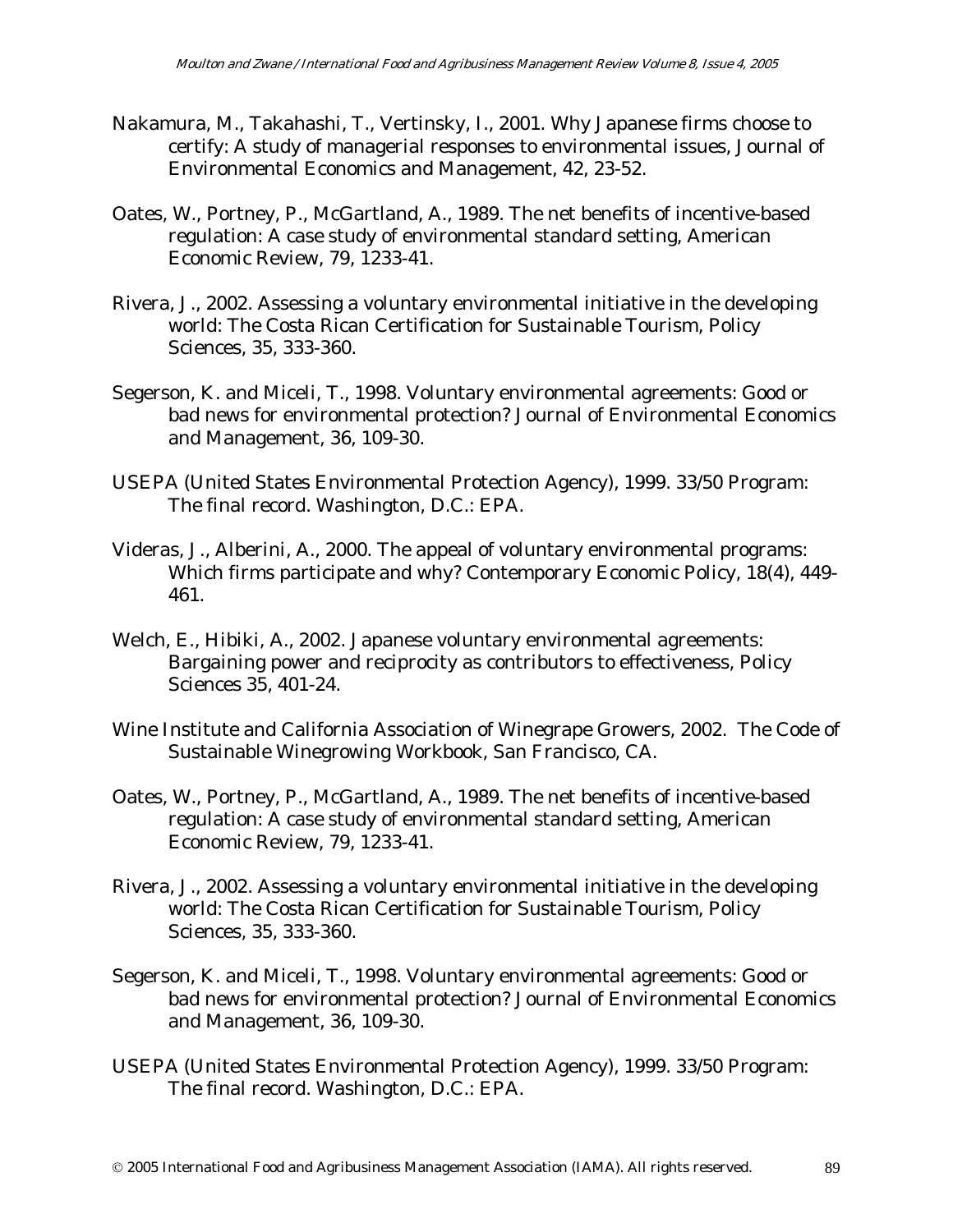Nakamura, M., Takahashi, T., Vertinsky, I., 2001. Why Japanese firms choose to certify: A study of managerial responses to environmental issues, Journal of Environmental Economics and Management, 42, 23-52.

Oates, W., Portney, P., McGartland, A., 1989. The net benefits of incentive-based regulation: A case study of environmental standard setting, American Economic Review, 79, 1233-41.

Rivera, J., 2002. Assessing a voluntary environmental initiative in the developing world: The Costa Rican Certification for Sustainable Tourism, Policy Sciences, 35, 333-360.

Segerson, K. and Miceli, T., 1998. Voluntary environmental agreements: Good or bad news for environmental protection? Journal of Environmental Economics and Management, 36, 109-30.

USEPA (United States Environmental Protection Agency), 1999. 33/50 Program: The final record. Washington, D.C.: EPA.

Videras, J., Alberini, A., 2000. The appeal of voluntary environmental programs: Which firms participate and why? Contemporary Economic Policy, 18(4), 449-461.

Welch, E., Hibiki, A., 2002. Japanese voluntary environmental agreements: Bargaining power and reciprocity as contributors to effectiveness, Policy Sciences 35, 401-24.

Wine Institute and California Association of Winegrape Growers, 2002. The Code of Sustainable Winegrowing Workbook, San Francisco, CA.

Oates, W., Portney, P., McGartland, A., 1989. The net benefits of incentive-based regulation: A case study of environmental standard setting, American Economic Review, 79, 1233-41.

Rivera, J., 2002. Assessing a voluntary environmental initiative in the developing world: The Costa Rican Certification for Sustainable Tourism, Policy Sciences, 35, 333-360.

Segerson, K. and Miceli, T., 1998. Voluntary environmental agreements: Good or bad news for environmental protection? Journal of Environmental Economics and Management, 36, 109-30.

USEPA (United States Environmental Protection Agency), 1999. 33/50 Program: The final record. Washington, D.C.: EPA.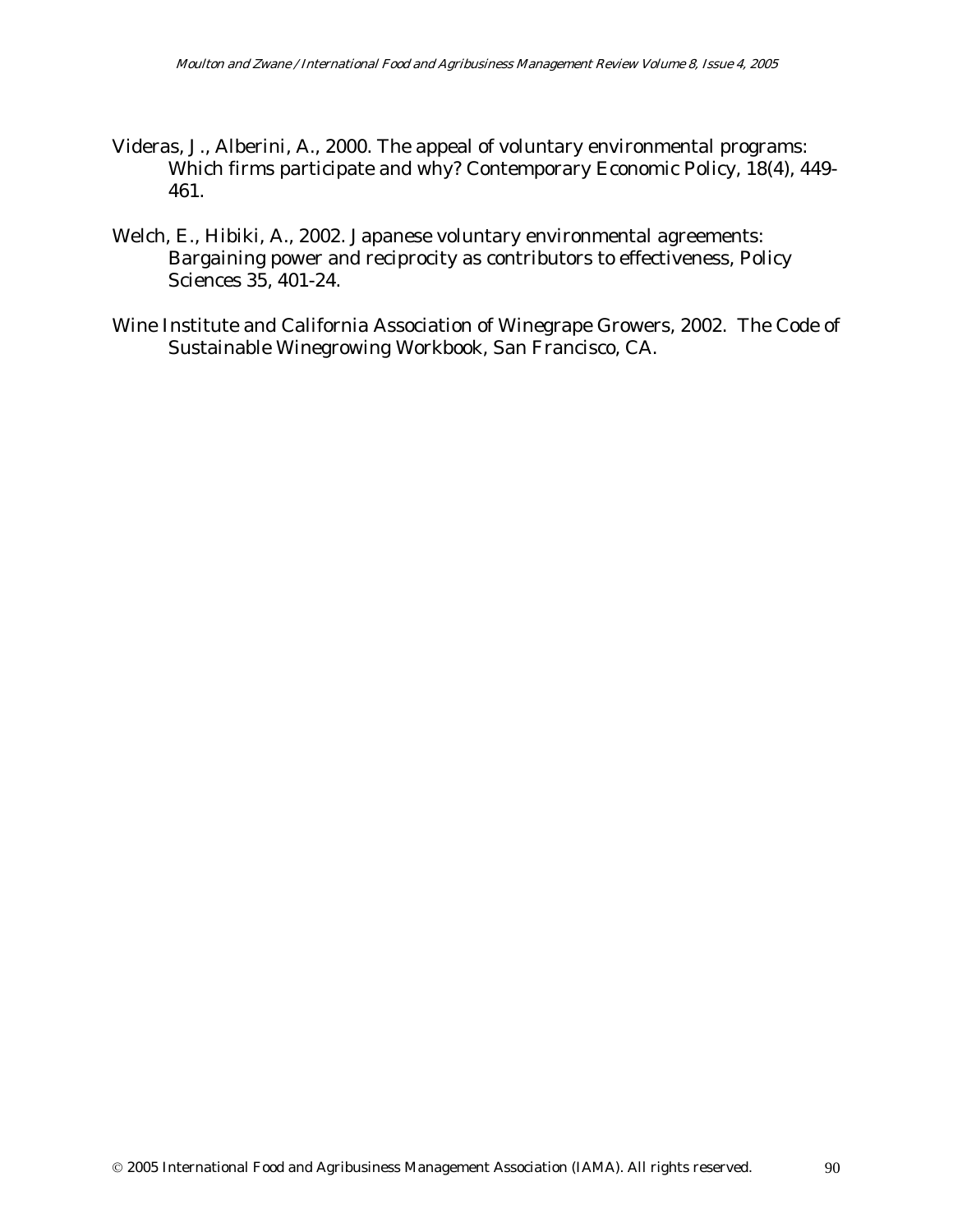Videras, J., Alberini, A., 2000. The appeal of voluntary environmental programs: Which firms participate and why? Contemporary Economic Policy, 18(4), 449-461.

Welch, E., Hibiki, A., 2002. Japanese voluntary environmental agreements: Bargaining power and reciprocity as contributors to effectiveness, Policy Sciences 35, 401-24.

Wine Institute and California Association of Winegrape Growers, 2002. The Code of Sustainable Winegrowing Workbook, San Francisco, CA.